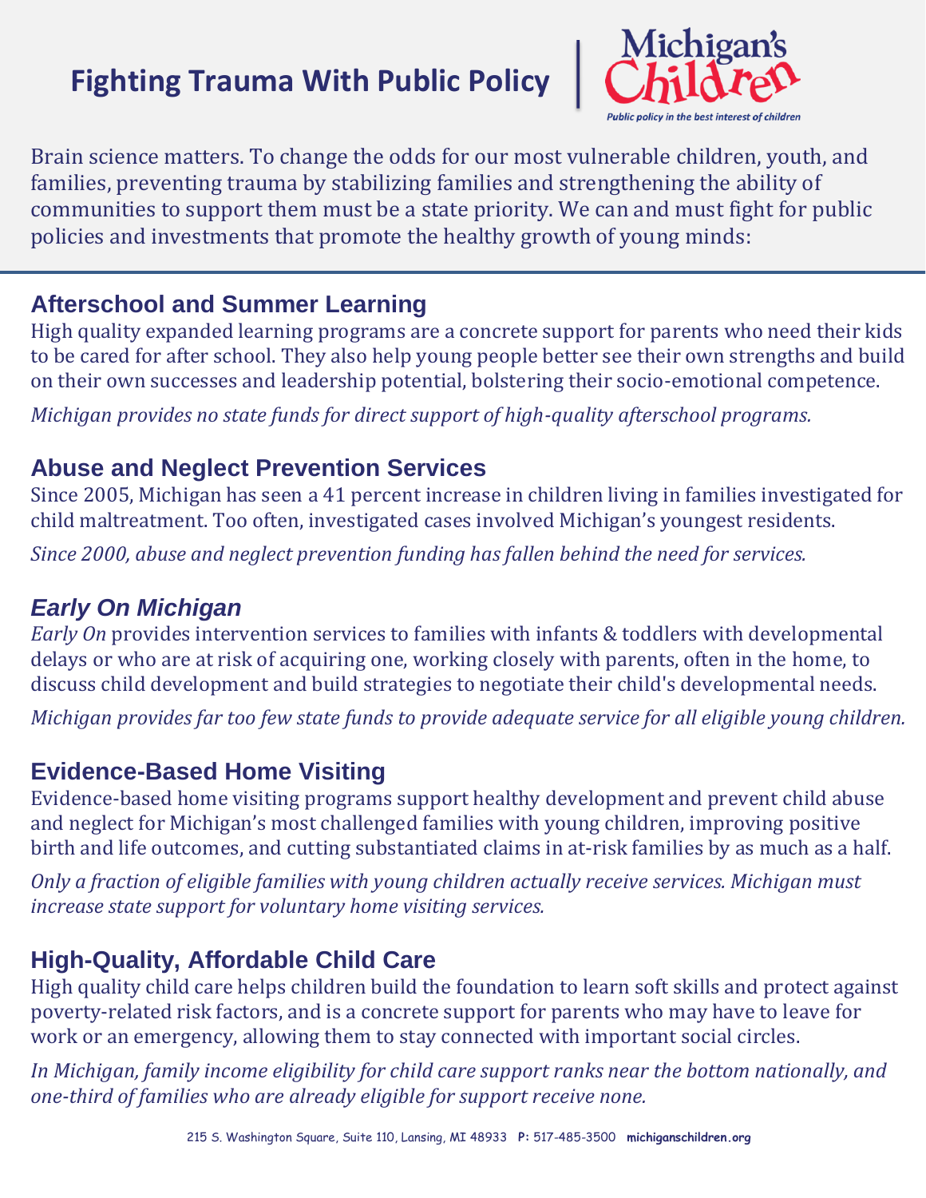# Fighting Trauma With Public Policy

Michigan's Children

*Public policy in the best interest of children*

Brain science matters. To change the odds for our most vulnerable children, youth, and families, preventing trauma by stabilizing families and strengthening the ability of communities to support them must be a state priority. We can and must fight for public policies and investments that promote the healthy growth of young minds:

## Afterschool and Summer Learning

High quality expanded learning programs are a concrete support for parents who need their kids to be cared for after school. They also help young people better see their own strengths and build on their own successes and leadership potential, bolstering their socio-emotional competence.

*Michigan provides no state funds for direct support of high-quality afterschool programs.*

## Abuse and Neglect Prevention Services

Since 2005, Michigan has seen a 41 percent increase in children living in families investigated for child maltreatment. Too often, investigated cases involved Michigan's youngest residents.

*Since 2000, abuse and neglect prevention funding has fallen behind the need for services.*

## *Early On Michigan*

*Early On* provides intervention services to families with infants & toddlers with developmental delays or who are at risk of acquiring one, working closely with parents, often in the home, to discuss child development and build strategies to negotiate their child's developmental needs.

*Michigan provides far too few state funds to provide adequate service for all eligible young children.*

## Evidence-Based Home Visiting

Evidence-based home visiting programs support healthy development and prevent child abuse and neglect for Michigan's most challenged families with young children, improving positive birth and life outcomes, and cutting substantiated claims in at-risk families by as much as a half.

*Only a fraction of eligible families with young children actually receive services. Michigan must increase state support for voluntary home visiting services.*

## High-Quality, Affordable Child Care

High quality child care helps children build the foundation to learn soft skills and protect against poverty-related risk factors, and is a concrete support for parents who may have to leave for work or an emergency, allowing them to stay connected with important social circles.

*In Michigan, family income eligibility for child care support ranks near the bottom nationally, and one-third of families who are already eligible for support receive none.*

215 S. Washington Square, Suite 110, Lansing, MI 48933 **P:** 517-485-3500 **michiganschildren.org**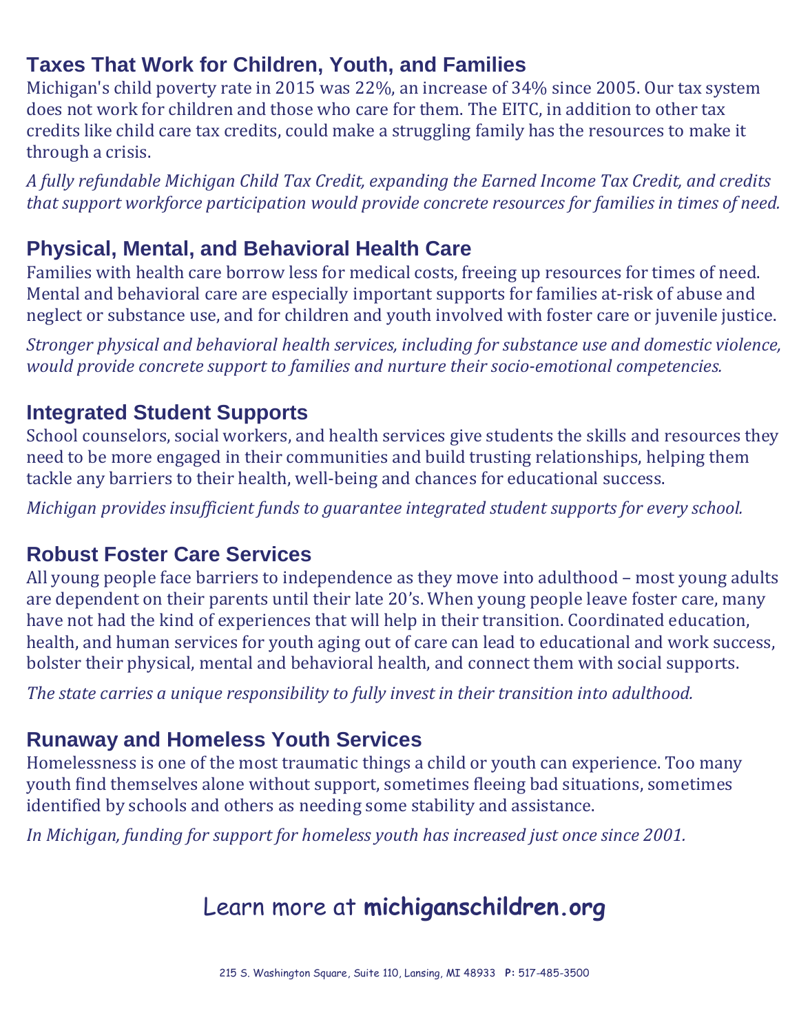## Taxes That Work for Children, Youth, and Families

Michigan's child poverty rate in 2015 was 22%, an increase of 34% since 2005. Our tax system does not work for children and those who care for them. The EITC, in addition to other tax credits like child care tax credits, could make a struggling family has the resources to make it through a crisis.

*A fully refundable Michigan Child Tax Credit, expanding the Earned Income Tax Credit, and credits that support workforce participation would provide concrete resources for families in times of need.*

## Physical, Mental, and Behavioral Health Care

Families with health care borrow less for medical costs, freeing up resources for times of need. Mental and behavioral care are especially important supports for families at-risk of abuse and neglect or substance use, and for children and youth involved with foster care or juvenile justice.

*Stronger physical and behavioral health services, including for substance use and domestic violence, would provide concrete support to families and nurture their socio-emotional competencies.*

## Integrated Student Supports

School counselors, social workers, and health services give students the skills and resources they need to be more engaged in their communities and build trusting relationships, helping them tackle any barriers to their health, well-being and chances for educational success.

*Michigan provides insufficient funds to guarantee integrated student supports for every school.*

## Robust Foster Care Services

All young people face barriers to independence as they move into adulthood – most young adults are dependent on their parents until their late 20's. When young people leave foster care, many have not had the kind of experiences that will help in their transition. Coordinated education, health, and human services for youth aging out of care can lead to educational and work success, bolster their physical, mental and behavioral health, and connect them with social supports.

*The state carries a unique responsibility to fully invest in their transition into adulthood.*

## Runaway and Homeless Youth Services

Homelessness is one of the most traumatic things a child or youth can experience. Too many youth find themselves alone without support, sometimes fleeing bad situations, sometimes identified by schools and others as needing some stability and assistance.

*In Michigan, funding for support for homeless youth has increased just once since 2001.*

Learn more at **michiganschildren.org**

215 S. Washington Square, Suite 110, Lansing, MI 48933 **P:** 517-485-3500